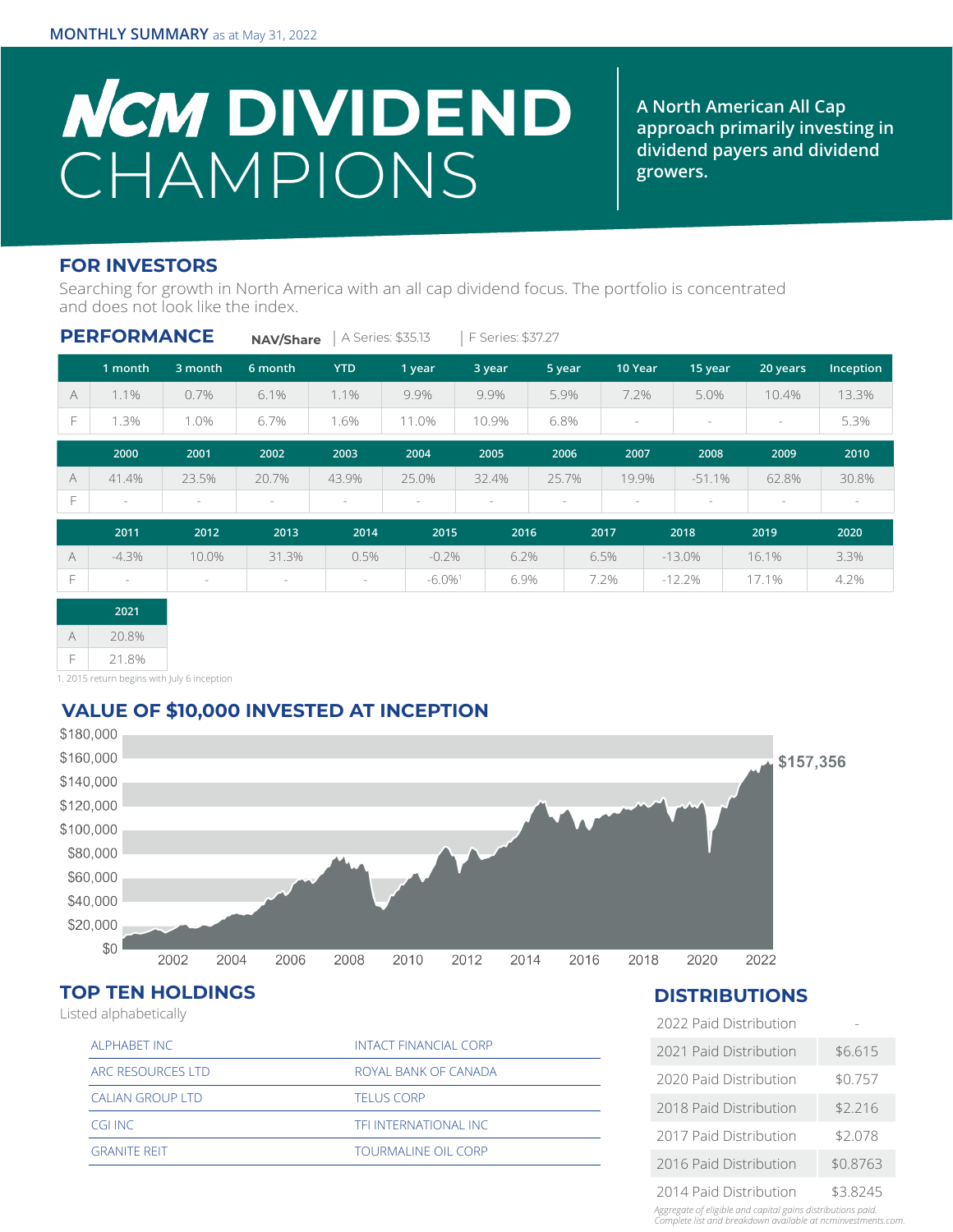MONTHLY SUMMARY as at May 31, 2022

# NCM DIVIDEND CHAMPIONS

**A North American All Cap approach primarily investing in dividend payers and dividend growers.**

## FOR INVESTORS

Searching for growth in North America with an all cap dividend focus. The portfolio is concentrated and does not look like the index.

## PERFORMANCE

**NAV/Share** | A Series: $35.13 | F Series: $37.27

| | 1 month | 3 month | 6 month | YTD | 1 year | 3 year | 5 year | 10 Year | 15 year | 20 years | Inception |
|---|---|---|---|---|---|---|---|---|---|---|---|
| A | 1.1% | 0.7% | 6.1% | 1.1% | 9.9% | 9.9% | 5.9% | 7.2% | 5.0% | 10.4% | 13.3% |
| F | 1.3% | 1.0% | 6.7% | 1.6% | 11.0% | 10.9% | 6.8% | - | - | - | 5.3% |

| | 2000 | 2001 | 2002 | 2003 | 2004 | 2005 | 2006 | 2007 | 2008 | 2009 | 2010 |
|---|---|---|---|---|---|---|---|---|---|---|---|
| A | 41.4% | 23.5% | 20.7% | 43.9% | 25.0% | 32.4% | 25.7% | 19.9% | -51.1% | 62.8% | 30.8% |
| F | - | - | - | - | - | - | - | - | - | - | - |

| | 2011 | 2012 | 2013 | 2014 | 2015 | 2016 | 2017 | 2018 | 2019 | 2020 |
|---|---|---|---|---|---|---|---|---|---|---|
| A | -4.3% | 10.0% | 31.3% | 0.5% | -0.2% | 6.2% | 6.5% | -13.0% | 16.1% | 3.3% |
| F | - | - | - | - | -6.0%[1] | 6.9% | 7.2% | -12.2% | 17.1% | 4.2% |

| | 2021 |
|---|---|
| A | 20.8% |
| F | 21.8% |

1. 2015 return begins with July 6 inception

## VALUE OF $10,000 INVESTED AT INCEPTION

$157,356

## TOP TEN HOLDINGS

Listed alphabetically

| | |
|---|---|
| ALPHABET INC | INTACT FINANCIAL CORP |
| ARC RESOURCES LTD | ROYAL BANK OF CANADA |
| CALIAN GROUP LTD | TELUS CORP |
| CGI INC | TFI INTERNATIONAL INC |
| GRANITE REIT | TOURMALINE OIL CORP |

## DISTRIBUTIONS

| | |
|---|---|
| 2022 Paid Distribution | - |
| 2021 Paid Distribution | $6.615 |
| 2020 Paid Distribution | $0.757 |
| 2018 Paid Distribution | $2.216 |
| 2017 Paid Distribution | $2.078 |
| 2016 Paid Distribution | $0.8763 |
| 2014 Paid Distribution | $3.8245 |

*Aggregate of eligible and capital gains distributions paid. Complete list and breakdown available at ncminvestments.com.*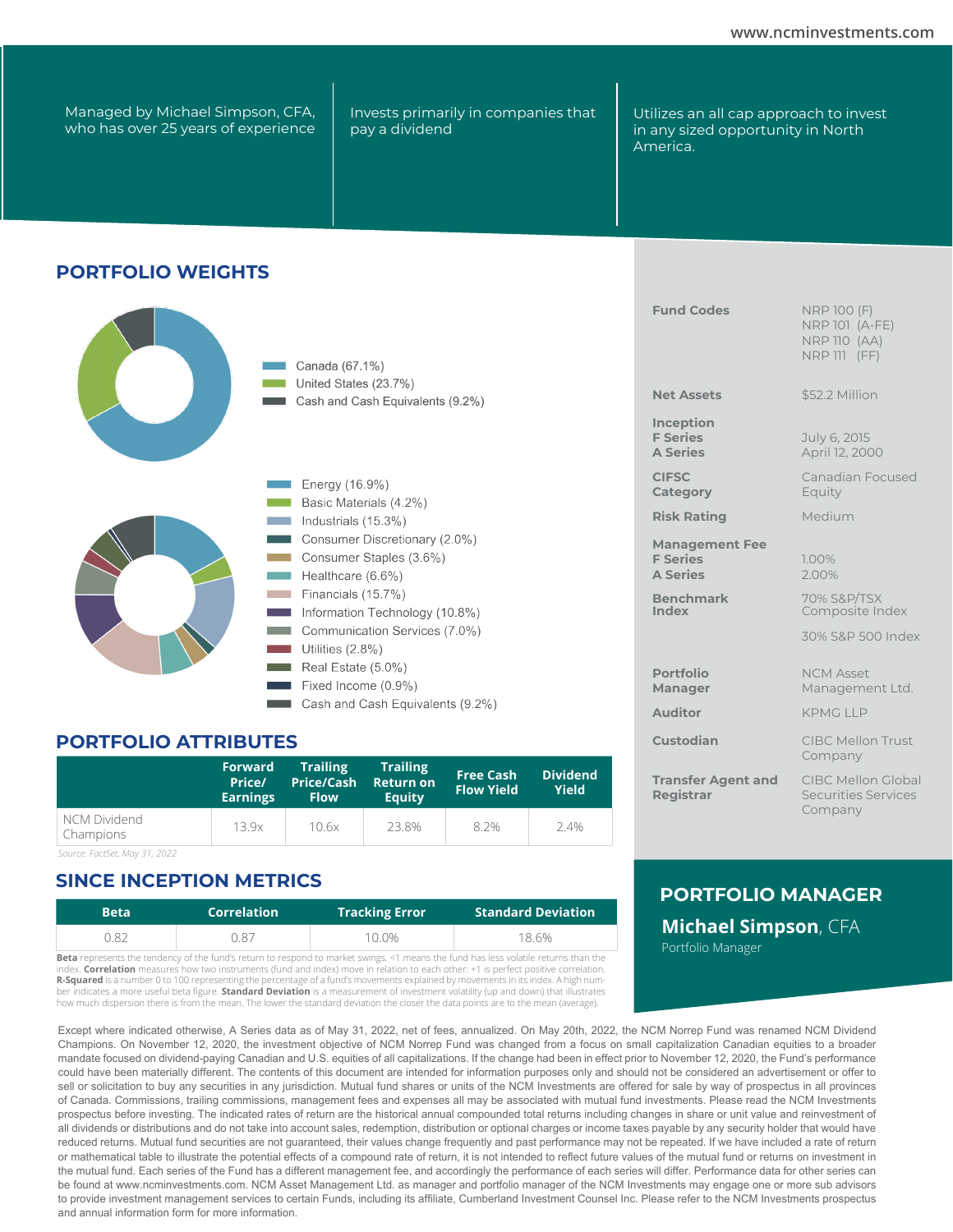Managed by Michael Simpson, CFA, who has over 25 years of experience

Invests primarily in companies that pay a dividend

Utilizes an all cap approach to invest in any sized opportunity in North America.

## PORTFOLIO WEIGHTS

Canada (67.1%)
United States (23.7%)
Cash and Cash Equivalents (9.2%)

Energy (16.9%)
Basic Materials (4.2%)
Industrials (15.3%)
Consumer Discretionary (2.0%)
Consumer Staples (3.6%)
Healthcare (6.6%)
Financials (15.7%)
Information Technology (10.8%)
Communication Services (7.0%)
Utilities (2.8%)
Real Estate (5.0%)
Fixed Income (0.9%)
Cash and Cash Equivalents (9.2%)

## PORTFOLIO ATTRIBUTES

| | Forward Price/ Earnings | Trailing Price/Cash Flow | Trailing Return on Equity | Free Cash Flow Yield | Dividend Yield |
|---|---|---|---|---|---|
| NCM Dividend Champions | 13.9x | 10.6x | 23.8% | 8.2% | 2.4% |

*Source: FactSet, May 31, 2022*

## SINCE INCEPTION METRICS

| Beta | Correlation | Tracking Error | Standard Deviation |
|---|---|---|---|
| 0.82 | 0.87 | 10.0% | 18.6% |

**Beta** represents the tendency of the fund's return to respond to market swings. <1 means the fund has less volatile returns than the index. **Correlation** measures how two instruments (fund and index) move in relation to each other: +1 is perfect positive correlation. **R-Squared** is a number 0 to 100 representing the percentage of a fund's movements explained by movements in its index. A high number indicates a more useful beta figure. **Standard Deviation** is a measurement of investment volatility (up and down) that illustrates how much dispersion there is from the mean. The lower the standard deviation the closer the data points are to the mean (average).

| | |
|---|---|
| **Fund Codes** | NRP 100 (F)<br>NRP 101 (A-FE)<br>NRP 110 (AA)<br>NRP 111 (FF) |
| **Net Assets** | $52.2 Million |
| **Inception**<br>**F Series**<br>**A Series** | <br>July 6, 2015<br>April 12, 2000 |
| **CIFSC Category** | Canadian Focused Equity |
| **Risk Rating** | Medium |
| **Management Fee**<br>**F Series**<br>**A Series** | <br>1.00%<br>2.00% |
| **Benchmark Index** | 70% S&P/TSX Composite Index<br>30% S&P 500 Index |
| **Portfolio Manager** | NCM Asset Management Ltd. |
| **Auditor** | KPMG LLP |
| **Custodian** | CIBC Mellon Trust Company |
| **Transfer Agent and Registrar** | CIBC Mellon Global Securities Services Company |

## PORTFOLIO MANAGER

**Michael Simpson**, CFA
Portfolio Manager

Except where indicated otherwise, A Series data as of May 31, 2022, net of fees, annualized. On May 20th, 2022, the NCM Norrep Fund was renamed NCM Dividend Champions. On November 12, 2020, the investment objective of NCM Norrep Fund was changed from a focus on small capitalization Canadian equities to a broader mandate focused on dividend-paying Canadian and U.S. equities of all capitalizations. If the change had been in effect prior to November 12, 2020, the Fund's performance could have been materially different. The contents of this document are intended for information purposes only and should not be considered an advertisement or offer to sell or solicitation to buy any securities in any jurisdiction. Mutual fund shares or units of the NCM Investments are offered for sale by way of prospectus in all provinces of Canada. Commissions, trailing commissions, management fees and expenses all may be associated with mutual fund investments. Please read the NCM Investments prospectus before investing. The indicated rates of return are the historical annual compounded total returns including changes in share or unit value and reinvestment of all dividends or distributions and do not take into account sales, redemption, distribution or optional charges or income taxes payable by any security holder that would have reduced returns. Mutual fund securities are not guaranteed, their values change frequently and past performance may not be repeated. If we have included a rate of return or mathematical table to illustrate the potential effects of a compound rate of return, it is not intended to reflect future values of the mutual fund or returns on investment in the mutual fund. Each series of the Fund has a different management fee, and accordingly the performance of each series will differ. Performance data for other series can be found at www.ncminvestments.com. NCM Asset Management Ltd. as manager and portfolio manager of the NCM Investments may engage one or more sub advisors to provide investment management services to certain Funds, including its affiliate, Cumberland Investment Counsel Inc. Please refer to the NCM Investments prospectus and annual information form for more information.